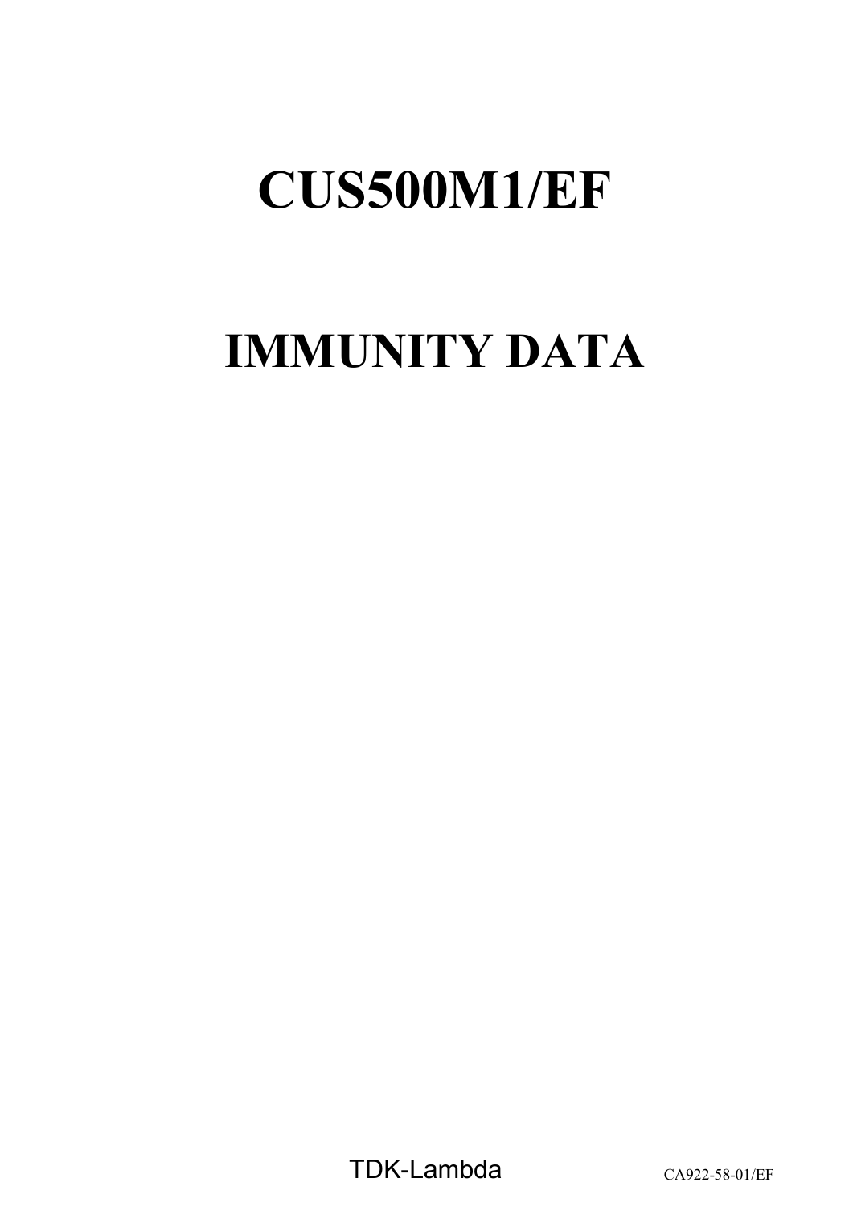# CUS500M1/EF

# IMMUNITY DATA

TDK-Lambda

CA922-58-01/EF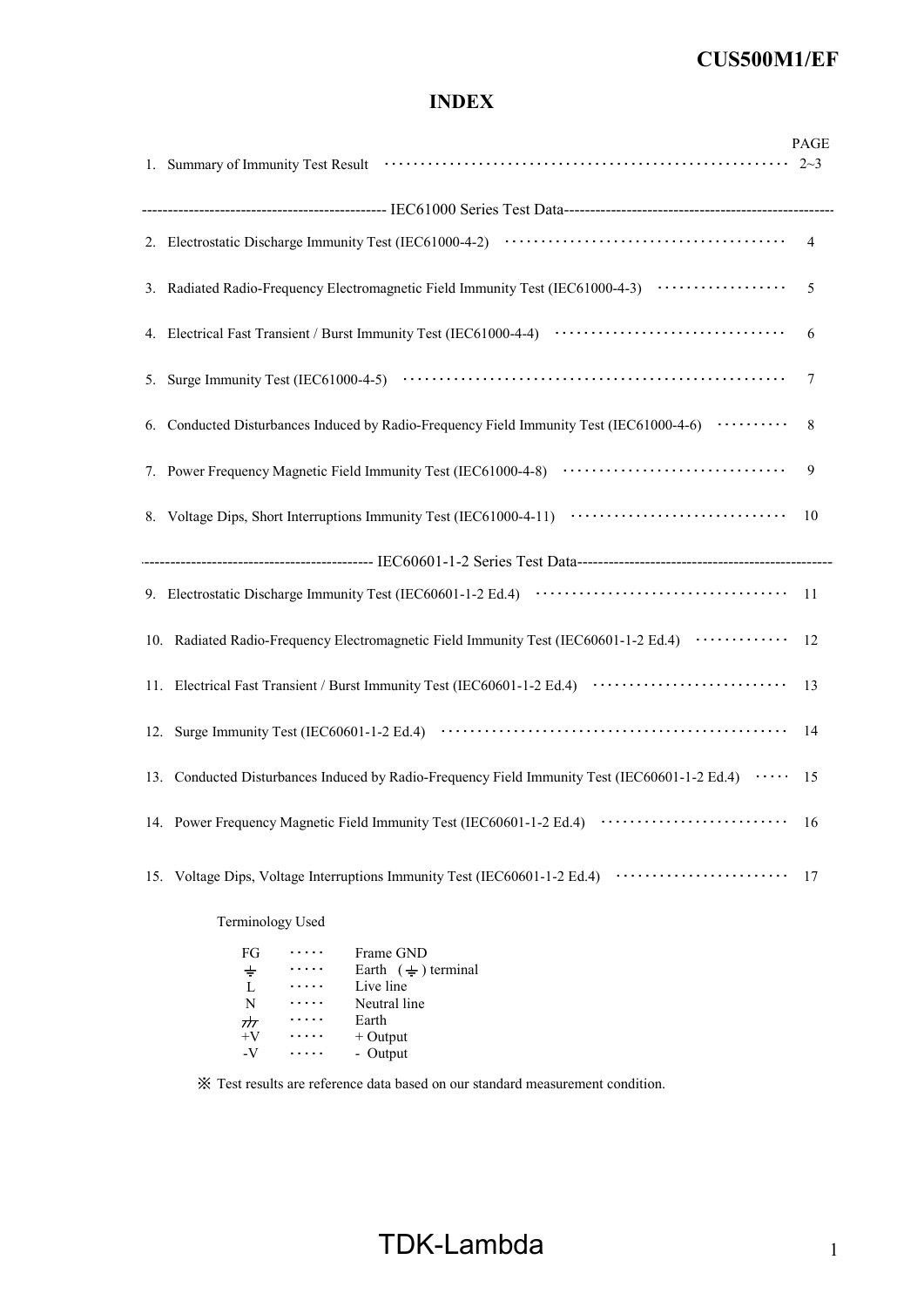## INDEX

| | PAGE |
|---|---|
| 1. Summary of Immunity Test Result | 2~3 |
| ---------- IEC61000 Series Test Data ---------- | |
| 2. Electrostatic Discharge Immunity Test (IEC61000-4-2) | 4 |
| 3. Radiated Radio-Frequency Electromagnetic Field Immunity Test (IEC61000-4-3) | 5 |
| 4. Electrical Fast Transient / Burst Immunity Test (IEC61000-4-4) | 6 |
| 5. Surge Immunity Test (IEC61000-4-5) | 7 |
| 6. Conducted Disturbances Induced by Radio-Frequency Field Immunity Test (IEC61000-4-6) | 8 |
| 7. Power Frequency Magnetic Field Immunity Test (IEC61000-4-8) | 9 |
| 8. Voltage Dips, Short Interruptions Immunity Test (IEC61000-4-11) | 10 |
| ---------- IEC60601-1-2 Series Test Data ---------- | |
| 9. Electrostatic Discharge Immunity Test (IEC60601-1-2 Ed.4) | 11 |
| 10. Radiated Radio-Frequency Electromagnetic Field Immunity Test (IEC60601-1-2 Ed.4) | 12 |
| 11. Electrical Fast Transient / Burst Immunity Test (IEC60601-1-2 Ed.4) | 13 |
| 12. Surge Immunity Test (IEC60601-1-2 Ed.4) | 14 |
| 13. Conducted Disturbances Induced by Radio-Frequency Field Immunity Test (IEC60601-1-2 Ed.4) | 15 |
| 14. Power Frequency Magnetic Field Immunity Test (IEC60601-1-2 Ed.4) | 16 |
| 15. Voltage Dips, Voltage Interruptions Immunity Test (IEC60601-1-2 Ed.4) | 17 |

Terminology Used

| | | |
|---|---|---|
| FG | ····· | Frame GND |
| ⏚ | ····· | Earth ( ⏚ ) terminal |
| L | ····· | Live line |
| N | ····· | Neutral line |
| ⏛ | ····· | Earth |
| +V | ····· | + Output |
| -V | ····· | - Output |

※ Test results are reference data based on our standard measurement condition.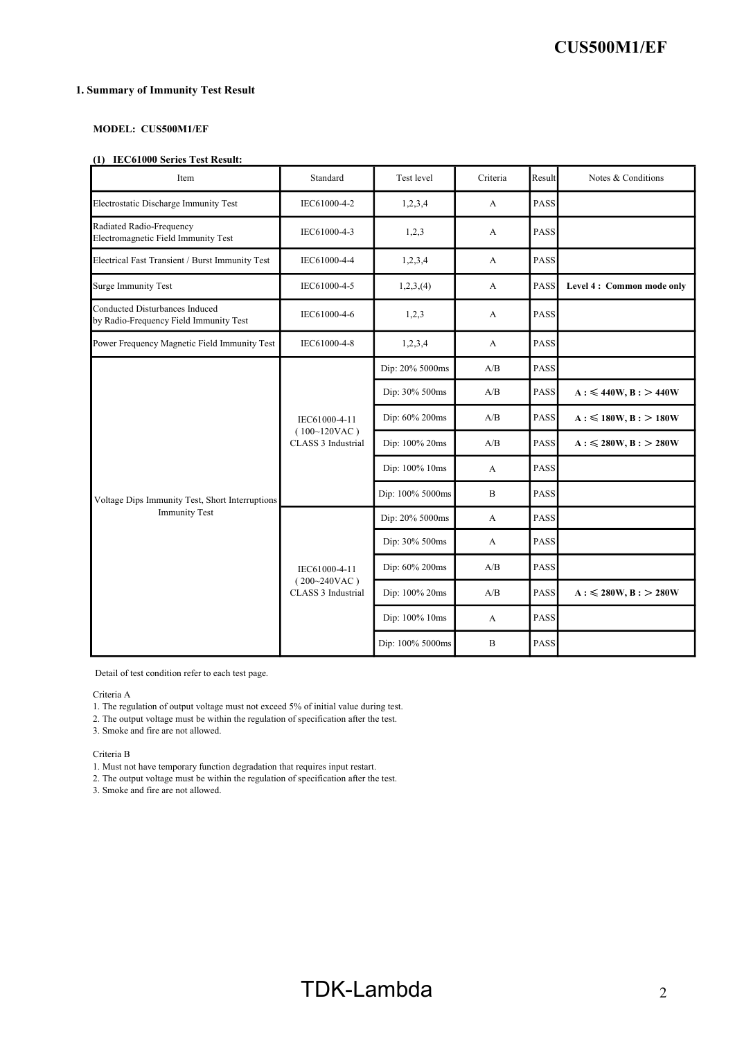## 1. Summary of Immunity Test Result

**MODEL: CUS500M1/EF**

**(1) IEC61000 Series Test Result:**

| Item | Standard | Test level | Criteria | Result | Notes & Conditions |
|---|---|---|---|---|---|
| Electrostatic Discharge Immunity Test | IEC61000-4-2 | 1,2,3,4 | A | PASS | |
| Radiated Radio-Frequency Electromagnetic Field Immunity Test | IEC61000-4-3 | 1,2,3 | A | PASS | |
| Electrical Fast Transient / Burst Immunity Test | IEC61000-4-4 | 1,2,3,4 | A | PASS | |
| Surge Immunity Test | IEC61000-4-5 | 1,2,3,(4) | A | PASS | **Level 4 : Common mode only** |
| Conducted Disturbances Induced by Radio-Frequency Field Immunity Test | IEC61000-4-6 | 1,2,3 | A | PASS | |
| Power Frequency Magnetic Field Immunity Test | IEC61000-4-8 | 1,2,3,4 | A | PASS | |
| Voltage Dips Immunity Test, Short Interruptions Immunity Test | IEC61000-4-11 ( 100~120VAC ) CLASS 3 Industrial | Dip: 20% 5000ms | A/B | PASS | |
| | | Dip: 30% 500ms | A/B | PASS | **A : ≤ 440W, B : > 440W** |
| | | Dip: 60% 200ms | A/B | PASS | **A : ≤ 180W, B : > 180W** |
| | | Dip: 100% 20ms | A/B | PASS | **A : ≤ 280W, B : > 280W** |
| | | Dip: 100% 10ms | A | PASS | |
| | | Dip: 100% 5000ms | B | PASS | |
| | IEC61000-4-11 ( 200~240VAC ) CLASS 3 Industrial | Dip: 20% 5000ms | A | PASS | |
| | | Dip: 30% 500ms | A | PASS | |
| | | Dip: 60% 200ms | A/B | PASS | |
| | | Dip: 100% 20ms | A/B | PASS | **A : ≤ 280W, B : > 280W** |
| | | Dip: 100% 10ms | A | PASS | |
| | | Dip: 100% 5000ms | B | PASS | |

Detail of test condition refer to each test page.

Criteria A

1. The regulation of output voltage must not exceed 5% of initial value during test.
2. The output voltage must be within the regulation of specification after the test.
3. Smoke and fire are not allowed.

Criteria B

1. Must not have temporary function degradation that requires input restart.
2. The output voltage must be within the regulation of specification after the test.
3. Smoke and fire are not allowed.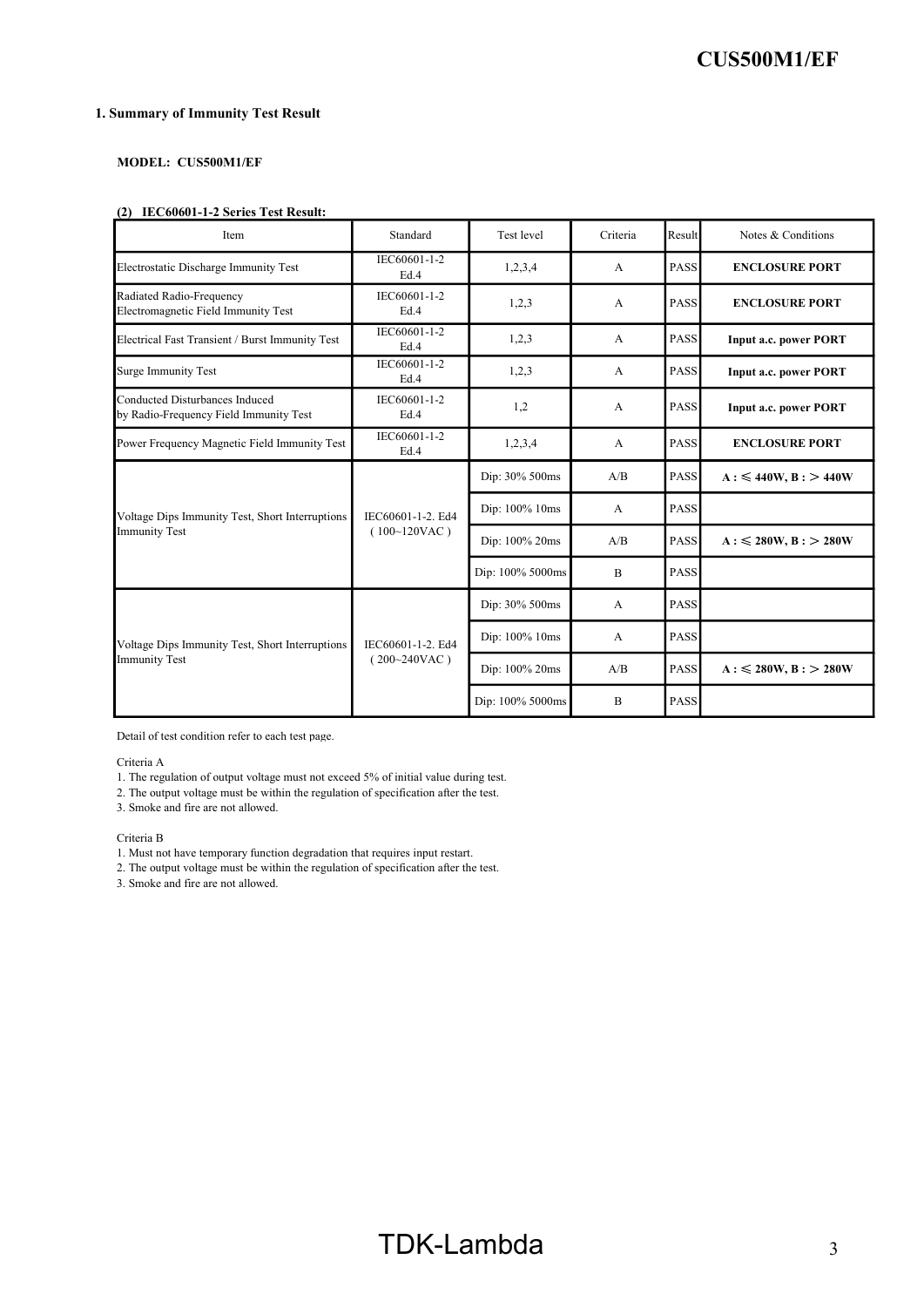### 1. Summary of Immunity Test Result

**MODEL: CUS500M1/EF**

**(2) IEC60601-1-2 Series Test Result:**

| Item | Standard | Test level | Criteria | Result | Notes & Conditions |
|---|---|---|---|---|---|
| Electrostatic Discharge Immunity Test | IEC60601-1-2 Ed.4 | 1,2,3,4 | A | PASS | **ENCLOSURE PORT** |
| Radiated Radio-Frequency Electromagnetic Field Immunity Test | IEC60601-1-2 Ed.4 | 1,2,3 | A | PASS | **ENCLOSURE PORT** |
| Electrical Fast Transient / Burst Immunity Test | IEC60601-1-2 Ed.4 | 1,2,3 | A | PASS | **Input a.c. power PORT** |
| Surge Immunity Test | IEC60601-1-2 Ed.4 | 1,2,3 | A | PASS | **Input a.c. power PORT** |
| Conducted Disturbances Induced by Radio-Frequency Field Immunity Test | IEC60601-1-2 Ed.4 | 1,2 | A | PASS | **Input a.c. power PORT** |
| Power Frequency Magnetic Field Immunity Test | IEC60601-1-2 Ed.4 | 1,2,3,4 | A | PASS | **ENCLOSURE PORT** |
| Voltage Dips Immunity Test, Short Interruptions Immunity Test | IEC60601-1-2. Ed4 ( 100~120VAC ) | Dip: 30% 500ms | A/B | PASS | **A : ≤ 440W, B : > 440W** |
| | | Dip: 100% 10ms | A | PASS | |
| | | Dip: 100% 20ms | A/B | PASS | **A : ≤ 280W, B : > 280W** |
| | | Dip: 100% 5000ms | B | PASS | |
| Voltage Dips Immunity Test, Short Interruptions Immunity Test | IEC60601-1-2. Ed4 ( 200~240VAC ) | Dip: 30% 500ms | A | PASS | |
| | | Dip: 100% 10ms | A | PASS | |
| | | Dip: 100% 20ms | A/B | PASS | **A : ≤ 280W, B : > 280W** |
| | | Dip: 100% 5000ms | B | PASS | |

Detail of test condition refer to each test page.

Criteria A

1. The regulation of output voltage must not exceed 5% of initial value during test.
2. The output voltage must be within the regulation of specification after the test.
3. Smoke and fire are not allowed.

Criteria B

1. Must not have temporary function degradation that requires input restart.
2. The output voltage must be within the regulation of specification after the test.
3. Smoke and fire are not allowed.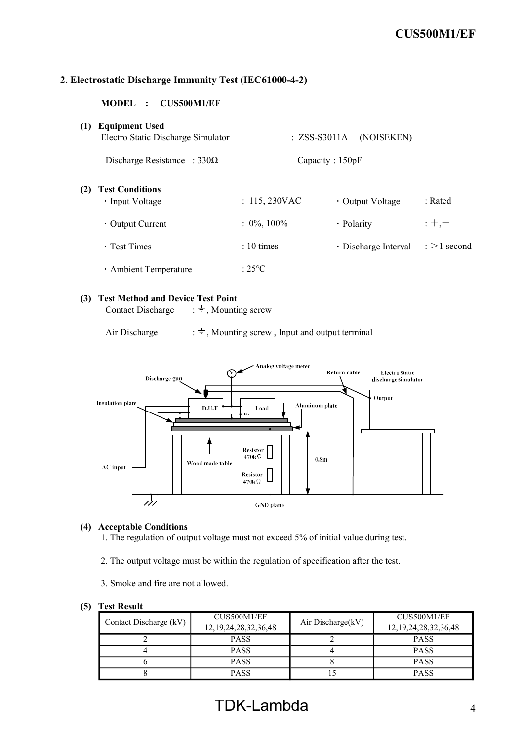## 2. Electrostatic Discharge Immunity Test (IEC61000-4-2)

**MODEL : CUS500M1/EF**

**(1) Equipment Used**

Electro Static Discharge Simulator : ZSS-S3011A (NOISEKEN)

Discharge Resistance : 330Ω Capacity : 150pF

**(2) Test Conditions**

- Input Voltage : 115, 230VAC
- Output Voltage : Rated
- Output Current : 0%, 100%
- Polarity : +, −
- Test Times : 10 times
- Discharge Interval : >1 second
- Ambient Temperature : 25°C

**(3) Test Method and Device Test Point**

Contact Discharge : ⏚, Mounting screw

Air Discharge : ⏚, Mounting screw , Input and output terminal

**(4) Acceptable Conditions**

1. The regulation of output voltage must not exceed 5% of initial value during test.
2. The output voltage must be within the regulation of specification after the test.
3. Smoke and fire are not allowed.

**(5) Test Result**

| Contact Discharge (kV) | CUS500M1/EF 12,19,24,28,32,36,48 | Air Discharge(kV) | CUS500M1/EF 12,19,24,28,32,36,48 |
|---|---|---|---|
| 2 | PASS | 2 | PASS |
| 4 | PASS | 4 | PASS |
| 6 | PASS | 8 | PASS |
| 8 | PASS | 15 | PASS |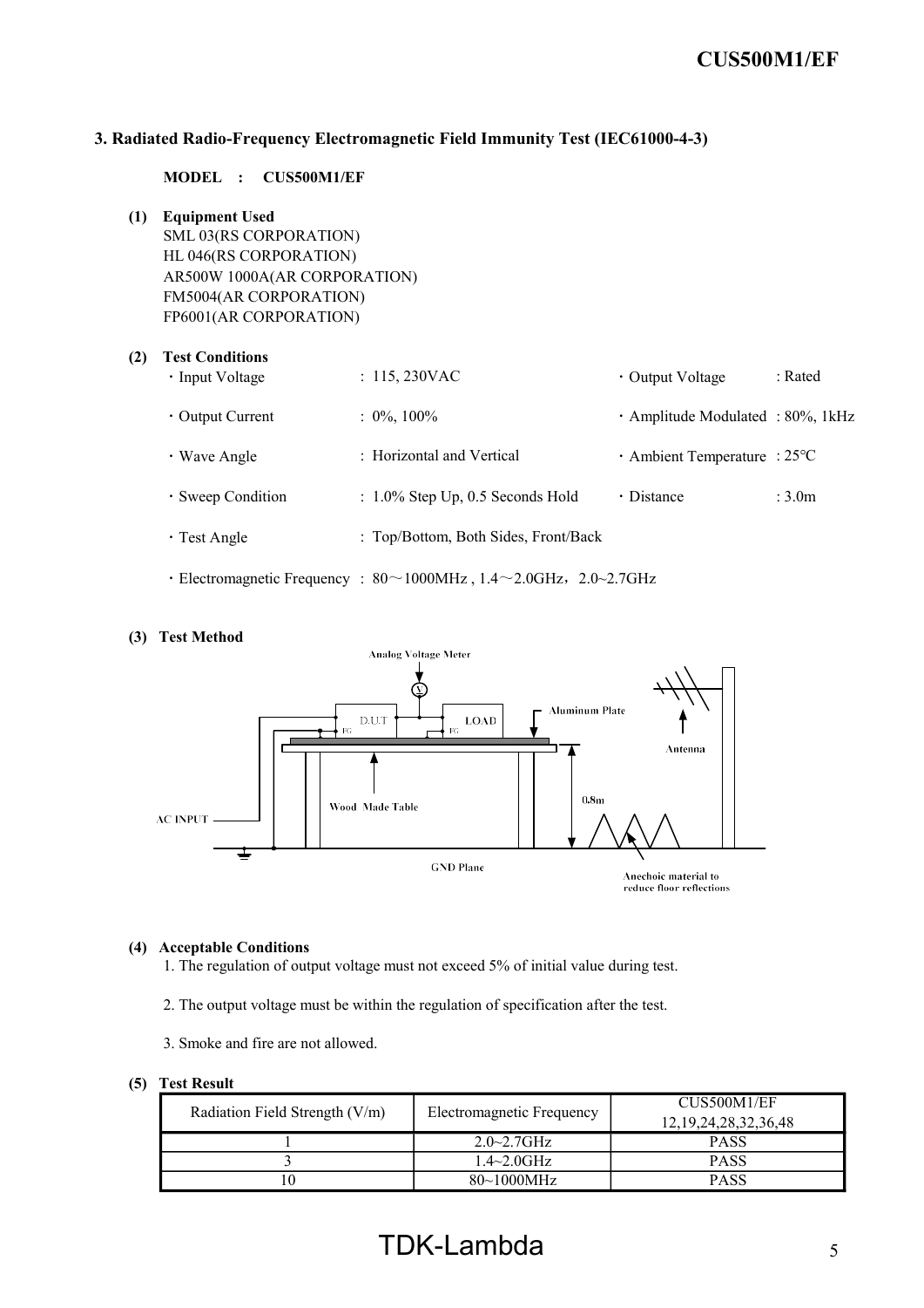## 3. Radiated Radio-Frequency Electromagnetic Field Immunity Test (IEC61000-4-3)

**MODEL : CUS500M1/EF**

**(1) Equipment Used**

SML 03(RS CORPORATION)
HL 046(RS CORPORATION)
AR500W 1000A(AR CORPORATION)
FM5004(AR CORPORATION)
FP6001(AR CORPORATION)

**(2) Test Conditions**

- Input Voltage : 115, 230VAC
- Output Voltage : Rated
- Output Current : 0%, 100%
- Amplitude Modulated : 80%, 1kHz
- Wave Angle : Horizontal and Vertical
- Ambient Temperature : 25℃
- Sweep Condition : 1.0% Step Up, 0.5 Seconds Hold
- Distance : 3.0m
- Test Angle : Top/Bottom, Both Sides, Front/Back
- Electromagnetic Frequency : 80～1000MHz , 1.4～2.0GHz, 2.0~2.7GHz

**(3) Test Method**

Analog Voltage Meter
D.U.T FG
LOAD FG
Aluminum Plate
Antenna
Wood Made Table
0.8m
AC INPUT
GND Plane
Anechoic material to reduce floor reflections

**(4) Acceptable Conditions**

1. The regulation of output voltage must not exceed 5% of initial value during test.
2. The output voltage must be within the regulation of specification after the test.
3. Smoke and fire are not allowed.

**(5) Test Result**

| Radiation Field Strength (V/m) | Electromagnetic Frequency | CUS500M1/EF 12,19,24,28,32,36,48 |
|---|---|---|
| 1 | 2.0~2.7GHz | PASS |
| 3 | 1.4~2.0GHz | PASS |
| 10 | 80~1000MHz | PASS |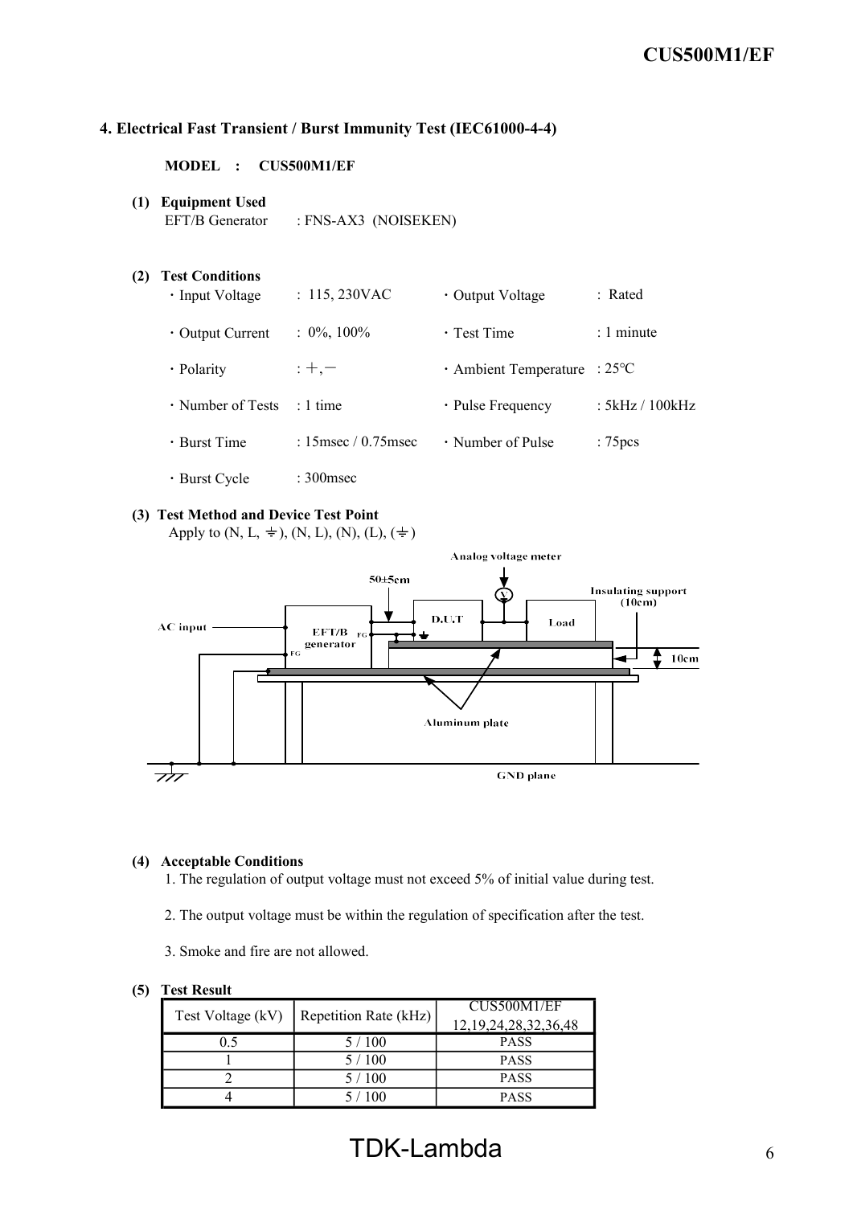## 4. Electrical Fast Transient / Burst Immunity Test (IEC61000-4-4)

**MODEL : CUS500M1/EF**

**(1) Equipment Used**

EFT/B Generator : FNS-AX3 (NOISEKEN)

**(2) Test Conditions**

- Input Voltage : 115, 230VAC
- Output Voltage : Rated
- Output Current : 0%, 100%
- Test Time : 1 minute
- Polarity : ＋,－
- Ambient Temperature : 25°C
- Number of Tests : 1 time
- Pulse Frequency : 5kHz / 100kHz
- Burst Time : 15msec / 0.75msec
- Number of Pulse : 75pcs
- Burst Cycle : 300msec

**(3) Test Method and Device Test Point**

Apply to (N, L, ⏚), (N, L), (N), (L), (⏚)

Analog voltage meter

50±5cm

Insulating support (10cm)

AC input

EFT/B generator

FG

D.U.T

Load

10cm

Aluminum plate

GND plane

**(4) Acceptable Conditions**

1. The regulation of output voltage must not exceed 5% of initial value during test.
2. The output voltage must be within the regulation of specification after the test.
3. Smoke and fire are not allowed.

**(5) Test Result**

| Test Voltage (kV) | Repetition Rate (kHz) | CUS500M1/EF 12,19,24,28,32,36,48 |
|---|---|---|
| 0.5 | 5 / 100 | PASS |
| 1 | 5 / 100 | PASS |
| 2 | 5 / 100 | PASS |
| 4 | 5 / 100 | PASS |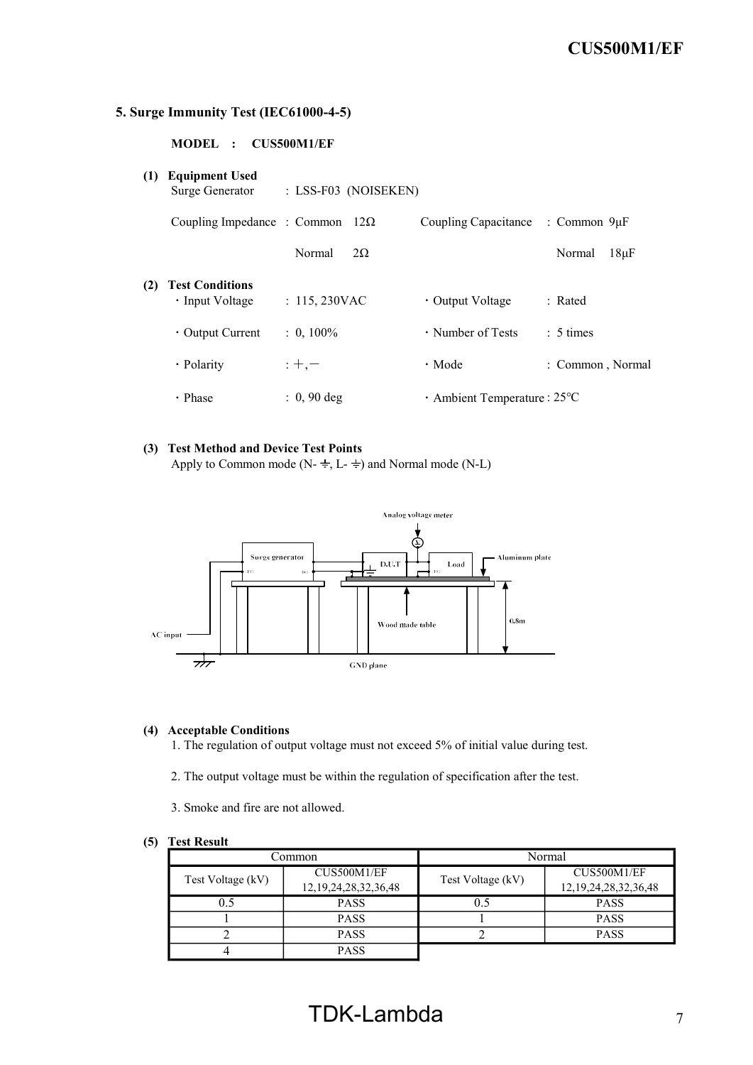## 5. Surge Immunity Test (IEC61000-4-5)

**MODEL : CUS500M1/EF**

**(1) Equipment Used**

Surge Generator : LSS-F03 (NOISEKEN)

Coupling Impedance : Common 12Ω Coupling Capacitance : Common 9μF

Normal 2Ω Normal 18μF

**(2) Test Conditions**

- Input Voltage : 115, 230VAC
- Output Voltage : Rated
- Output Current : 0, 100%
- Number of Tests : 5 times
- Polarity : +, −
- Mode : Common , Normal
- Phase : 0, 90 deg
- Ambient Temperature : 25°C

**(3) Test Method and Device Test Points**

Apply to Common mode (N- ⏚, L- ⏚) and Normal mode (N-L)

Analog voltage meter

Surge generator FG FG D.U.T Load FG Aluminum plate

AC input Wood made table 0.8m GND plane

**(4) Acceptable Conditions**

1. The regulation of output voltage must not exceed 5% of initial value during test.
2. The output voltage must be within the regulation of specification after the test.
3. Smoke and fire are not allowed.

**(5) Test Result**

| Common | | Normal | |
|---|---|---|---|
| Test Voltage (kV) | CUS500M1/EF 12,19,24,28,32,36,48 | Test Voltage (kV) | CUS500M1/EF 12,19,24,28,32,36,48 |
| 0.5 | PASS | 0.5 | PASS |
| 1 | PASS | 1 | PASS |
| 2 | PASS | 2 | PASS |
| 4 | PASS | | |

TDK-Lambda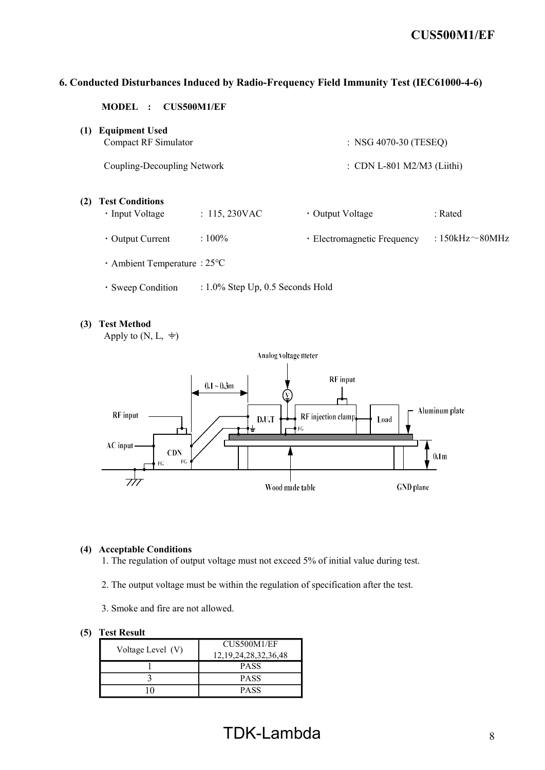## 6. Conducted Disturbances Induced by Radio-Frequency Field Immunity Test (IEC61000-4-6)

**MODEL : CUS500M1/EF**

**(1) Equipment Used**

Compact RF Simulator : NSG 4070-30 (TESEQ)

Coupling-Decoupling Network : CDN L-801 M2/M3 (Liithi)

**(2) Test Conditions**

- Input Voltage : 115, 230VAC
- Output Voltage : Rated
- Output Current : 100%
- Electromagnetic Frequency : 150kHz～80MHz
- Ambient Temperature : 25°C
- Sweep Condition : 1.0% Step Up, 0.5 Seconds Hold

**(3) Test Method**

Apply to (N, L, ⏚)

Analog voltage meter, RF input, 0.1～0.3m, RF input, AC input, CDN, FG, FG, D.U.T, RF injection clamp, FG, Load, Aluminum plate, 0.1m, Wood made table, GND plane

**(4) Acceptable Conditions**

1. The regulation of output voltage must not exceed 5% of initial value during test.

2. The output voltage must be within the regulation of specification after the test.

3. Smoke and fire are not allowed.

**(5) Test Result**

| Voltage Level (V) | CUS500M1/EF 12,19,24,28,32,36,48 |
|---|---|
| 1 | PASS |
| 3 | PASS |
| 10 | PASS |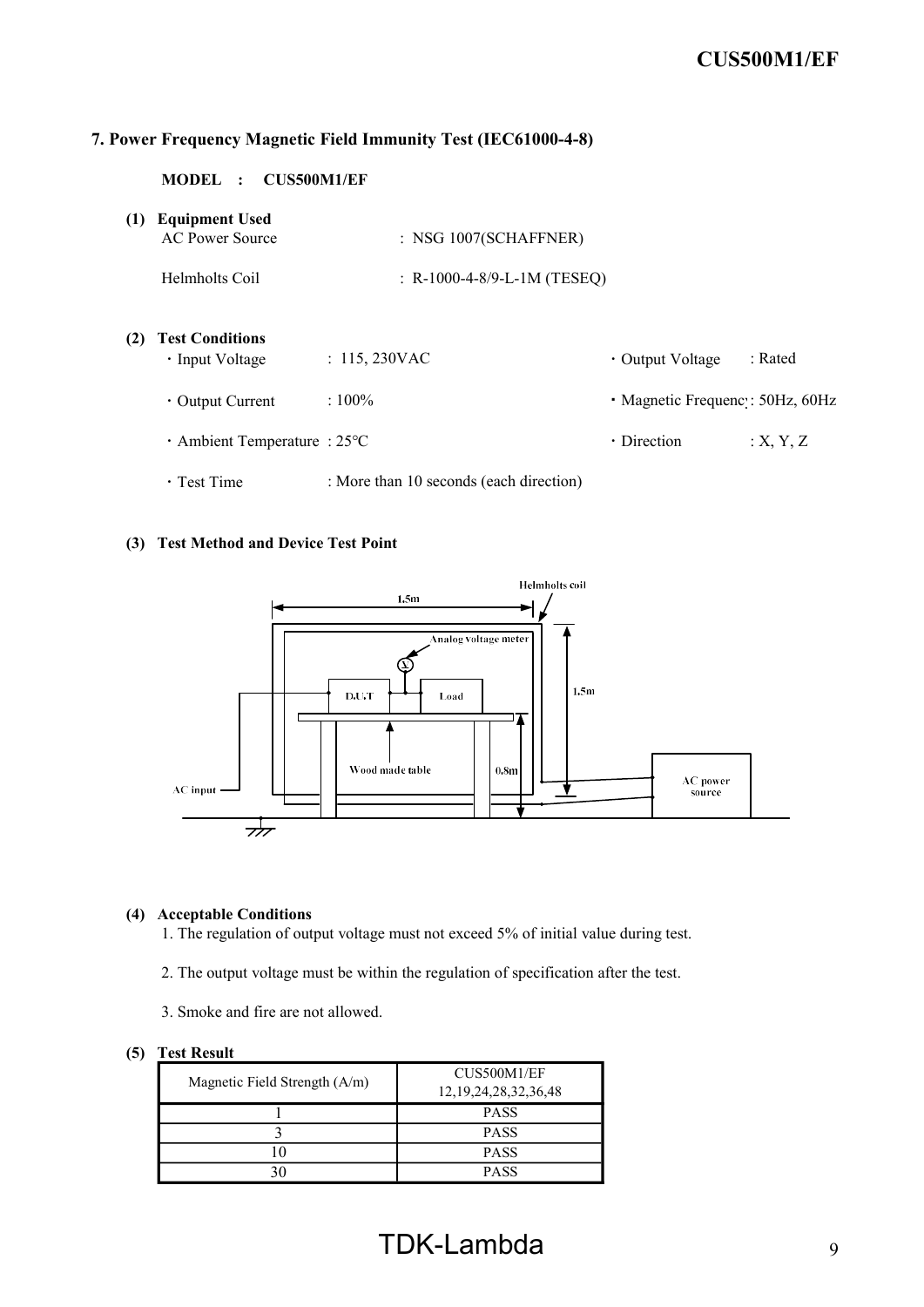## 7. Power Frequency Magnetic Field Immunity Test (IEC61000-4-8)

**MODEL : CUS500M1/EF**

**(1) Equipment Used**

AC Power Source : NSG 1007(SCHAFFNER)

Helmholts Coil : R-1000-4-8/9-L-1M (TESEQ)

**(2) Test Conditions**

- Input Voltage : 115, 230VAC
- Output Voltage : Rated
- Output Current : 100%
- Magnetic Frequency : 50Hz, 60Hz
- Ambient Temperature : 25°C
- Direction : X, Y, Z
- Test Time : More than 10 seconds (each direction)

**(3) Test Method and Device Test Point**

**(4) Acceptable Conditions**

1. The regulation of output voltage must not exceed 5% of initial value during test.
2. The output voltage must be within the regulation of specification after the test.
3. Smoke and fire are not allowed.

**(5) Test Result**

| Magnetic Field Strength (A/m) | CUS500M1/EF 12,19,24,28,32,36,48 |
|---|---|
| 1 | PASS |
| 3 | PASS |
| 10 | PASS |
| 30 | PASS |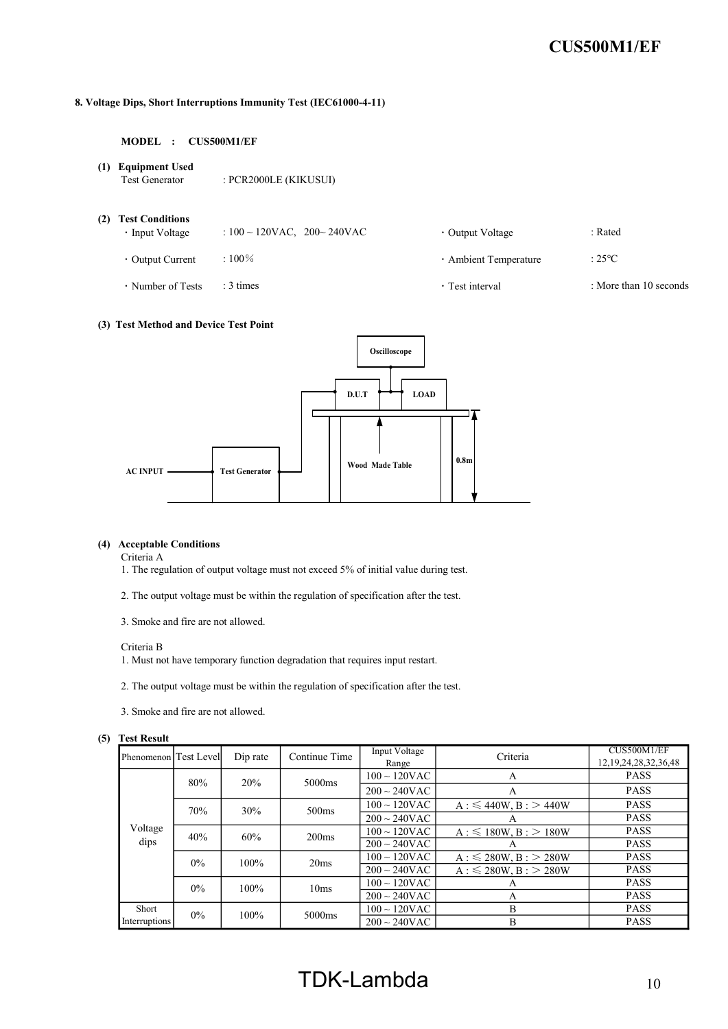## 8. Voltage Dips, Short Interruptions Immunity Test (IEC61000-4-11)

**MODEL : CUS500M1/EF**

**(1) Equipment Used**

Test Generator : PCR2000LE (KIKUSUI)

**(2) Test Conditions**

- Input Voltage : 100 ~ 120VAC, 200~ 240VAC
- Output Voltage : Rated
- Output Current : 100%
- Ambient Temperature : 25°C
- Number of Tests : 3 times
- Test interval : More than 10 seconds

**(3) Test Method and Device Test Point**

AC INPUT → Test Generator → D.U.T → LOAD (Oscilloscope connected between D.U.T and LOAD; D.U.T and LOAD on Wood Made Table, 0.8m)

**(4) Acceptable Conditions**

Criteria A

1. The regulation of output voltage must not exceed 5% of initial value during test.
2. The output voltage must be within the regulation of specification after the test.
3. Smoke and fire are not allowed.

Criteria B

1. Must not have temporary function degradation that requires input restart.
2. The output voltage must be within the regulation of specification after the test.
3. Smoke and fire are not allowed.

**(5) Test Result**

| Phenomenon | Test Level | Dip rate | Continue Time | Input Voltage Range | Criteria | CUS500M1/EF 12,19,24,28,32,36,48 |
|---|---|---|---|---|---|---|
| Voltage dips | 80% | 20% | 5000ms | 100 ~ 120VAC | A | PASS |
| | | | | 200 ~ 240VAC | A | PASS |
| | 70% | 30% | 500ms | 100 ~ 120VAC | A : ≦ 440W, B : > 440W | PASS |
| | | | | 200 ~ 240VAC | A | PASS |
| | 40% | 60% | 200ms | 100 ~ 120VAC | A : ≦ 180W, B : > 180W | PASS |
| | | | | 200 ~ 240VAC | A | PASS |
| | 0% | 100% | 20ms | 100 ~ 120VAC | A : ≦ 280W, B : > 280W | PASS |
| | | | | 200 ~ 240VAC | A : ≦ 280W, B : > 280W | PASS |
| | 0% | 100% | 10ms | 100 ~ 120VAC | A | PASS |
| | | | | 200 ~ 240VAC | A | PASS |
| Short Interruptions | 0% | 100% | 5000ms | 100 ~ 120VAC | B | PASS |
| | | | | 200 ~ 240VAC | B | PASS |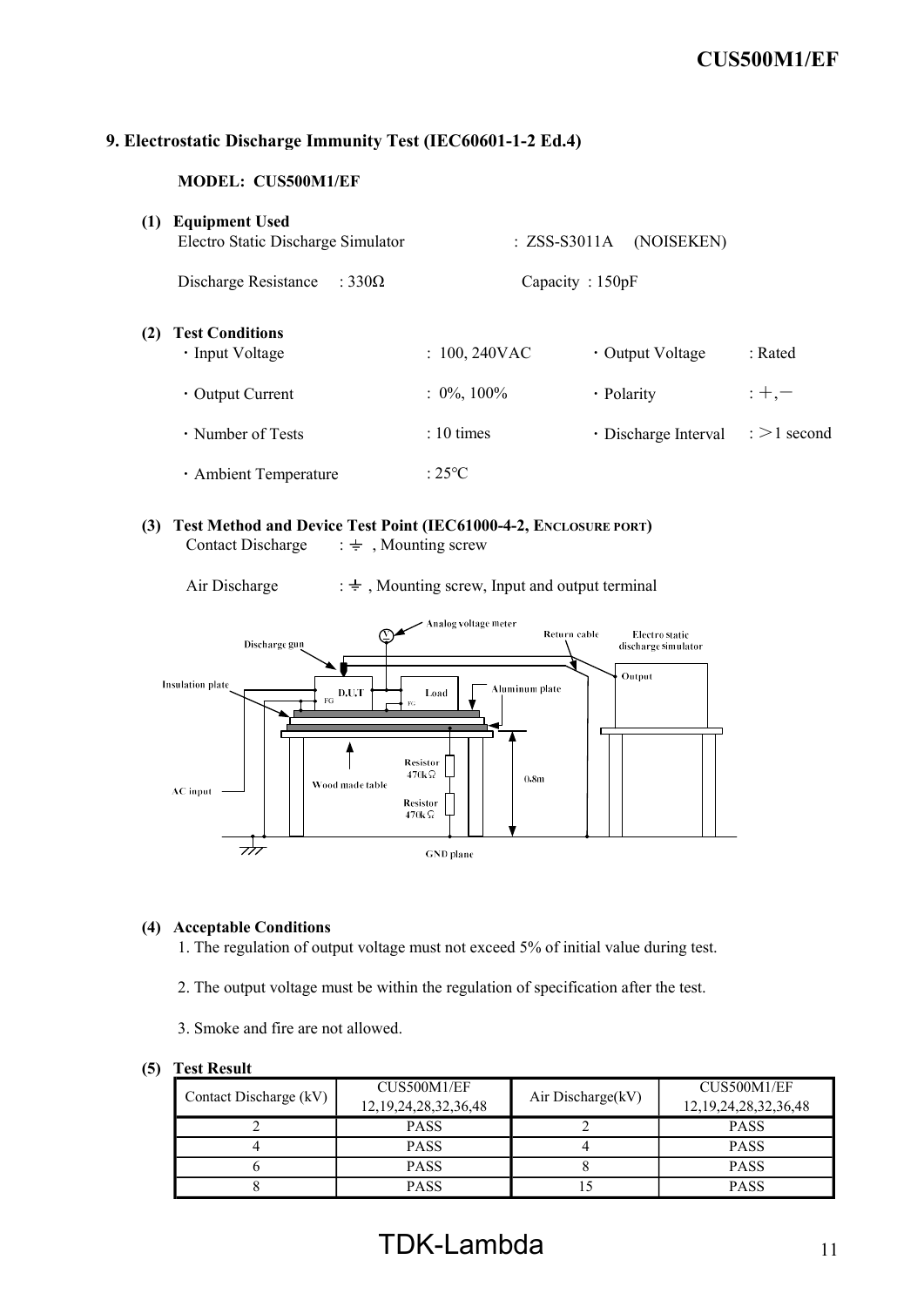## 9. Electrostatic Discharge Immunity Test (IEC60601-1-2 Ed.4)

**MODEL: CUS500M1/EF**

**(1) Equipment Used**

Electro Static Discharge Simulator : ZSS-S3011A (NOISEKEN)

Discharge Resistance : 330Ω Capacity : 150pF

**(2) Test Conditions**

- Input Voltage : 100, 240VAC
- Output Voltage : Rated
- Output Current : 0%, 100%
- Polarity : +,−
- Number of Tests : 10 times
- Discharge Interval : >1 second
- Ambient Temperature : 25°C

**(3) Test Method and Device Test Point (IEC61000-4-2, ENCLOSURE PORT)**

Contact Discharge : ⏚ , Mounting screw

Air Discharge : ⏚ , Mounting screw, Input and output terminal

**(4) Acceptable Conditions**

1. The regulation of output voltage must not exceed 5% of initial value during test.
2. The output voltage must be within the regulation of specification after the test.
3. Smoke and fire are not allowed.

**(5) Test Result**

| Contact Discharge (kV) | CUS500M1/EF 12,19,24,28,32,36,48 | Air Discharge(kV) | CUS500M1/EF 12,19,24,28,32,36,48 |
|---|---|---|---|
| 2 | PASS | 2 | PASS |
| 4 | PASS | 4 | PASS |
| 6 | PASS | 8 | PASS |
| 8 | PASS | 15 | PASS |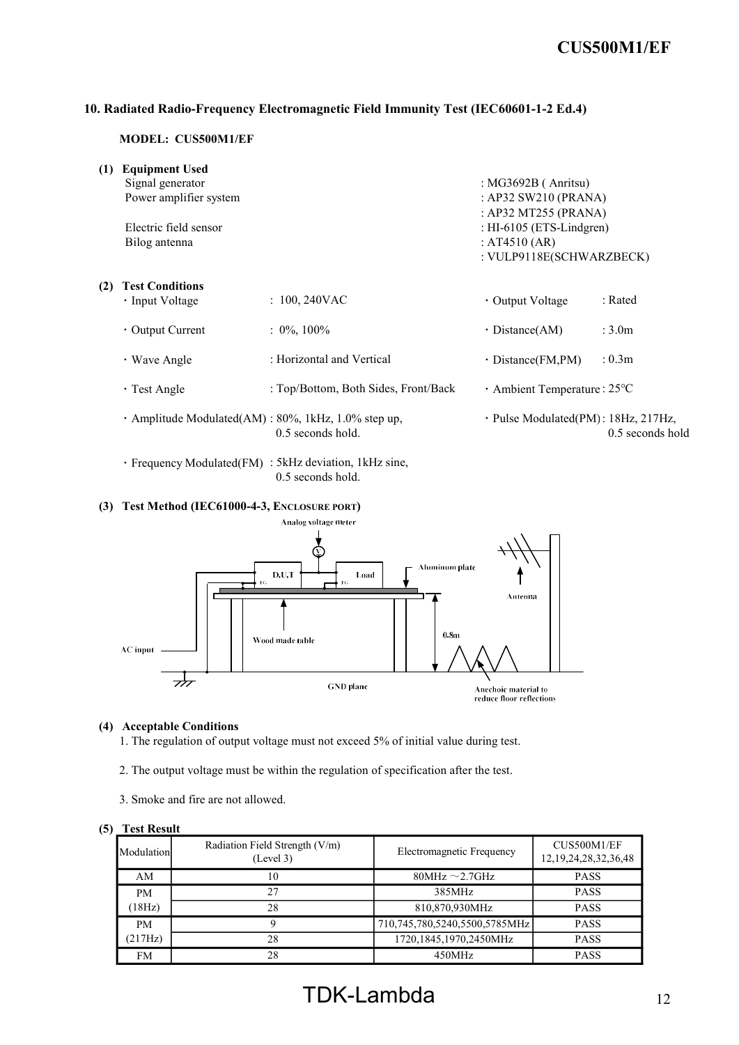## 10. Radiated Radio-Frequency Electromagnetic Field Immunity Test (IEC60601-1-2 Ed.4)

**MODEL: CUS500M1/EF**

**(1) Equipment Used**

| | |
|---|---|
| Signal generator | : MG3692B ( Anritsu) |
| Power amplifier system | : AP32 SW210 (PRANA) |
| | : AP32 MT255 (PRANA) |
| Electric field sensor | : HI-6105 (ETS-Lindgren) |
| Bilog antenna | : AT4510 (AR) |
| | : VULP9118E(SCHWARZBECK) |

**(2) Test Conditions**

- Input Voltage : 100, 240VAC
- Output Voltage : Rated
- Output Current : 0%, 100%
- Distance(AM) : 3.0m
- Wave Angle : Horizontal and Vertical
- Distance(FM,PM) : 0.3m
- Test Angle : Top/Bottom, Both Sides, Front/Back
- Ambient Temperature : 25°C
- Amplitude Modulated(AM) : 80%, 1kHz, 1.0% step up, 0.5 seconds hold.
- Pulse Modulated(PM) : 18Hz, 217Hz, 0.5 seconds hold
- Frequency Modulated(FM) : 5kHz deviation, 1kHz sine, 0.5 seconds hold.

**(3) Test Method (IEC61000-4-3, ENCLOSURE PORT)**

Analog voltage meter, D.U.T, Load, FG, Aluminum plate, Antenna, Wood made table, 0.8m, AC input, GND plane, Anechoic material to reduce floor reflections

**(4) Acceptable Conditions**

1. The regulation of output voltage must not exceed 5% of initial value during test.
2. The output voltage must be within the regulation of specification after the test.
3. Smoke and fire are not allowed.

**(5) Test Result**

| Modulation | Radiation Field Strength (V/m) (Level 3) | Electromagnetic Frequency | CUS500M1/EF 12,19,24,28,32,36,48 |
|---|---|---|---|
| AM | 10 | 80MHz ～2.7GHz | PASS |
| PM (18Hz) | 27 | 385MHz | PASS |
| | 28 | 810,870,930MHz | PASS |
| PM (217Hz) | 9 | 710,745,780,5240,5500,5785MHz | PASS |
| | 28 | 1720,1845,1970,2450MHz | PASS |
| FM | 28 | 450MHz | PASS |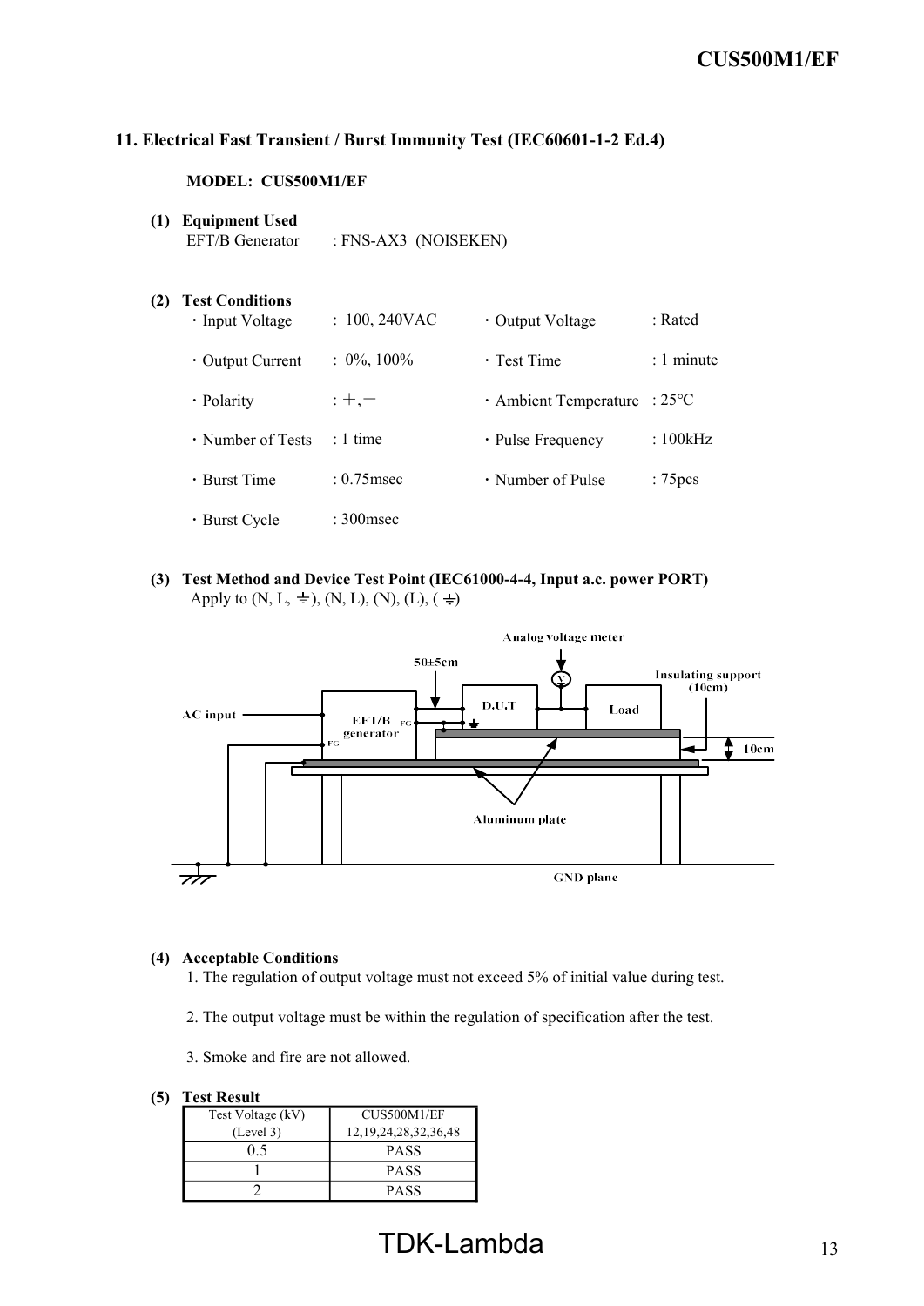## 11. Electrical Fast Transient / Burst Immunity Test (IEC60601-1-2 Ed.4)

**MODEL: CUS500M1/EF**

**(1) Equipment Used**

EFT/B Generator : FNS-AX3 (NOISEKEN)

**(2) Test Conditions**

- Input Voltage : 100, 240VAC
- Output Voltage : Rated
- Output Current : 0%, 100%
- Test Time : 1 minute
- Polarity : +, −
- Ambient Temperature : 25°C
- Number of Tests : 1 time
- Pulse Frequency : 100kHz
- Burst Time : 0.75msec
- Number of Pulse : 75pcs
- Burst Cycle : 300msec

**(3) Test Method and Device Test Point (IEC61000-4-4, Input a.c. power PORT)**

Apply to (N, L, ⏚), (N, L), (N), (L), (⏚)

Analog voltage meter
50±5cm
Insulating support (10cm)
AC input
EFT/B generator
FG
D.U.T
Load
10cm
Aluminum plate
GND plane

**(4) Acceptable Conditions**

1. The regulation of output voltage must not exceed 5% of initial value during test.
2. The output voltage must be within the regulation of specification after the test.
3. Smoke and fire are not allowed.

**(5) Test Result**

| Test Voltage (kV) (Level 3) | CUS500M1/EF 12,19,24,28,32,36,48 |
|---|---|
| 0.5 | PASS |
| 1 | PASS |
| 2 | PASS |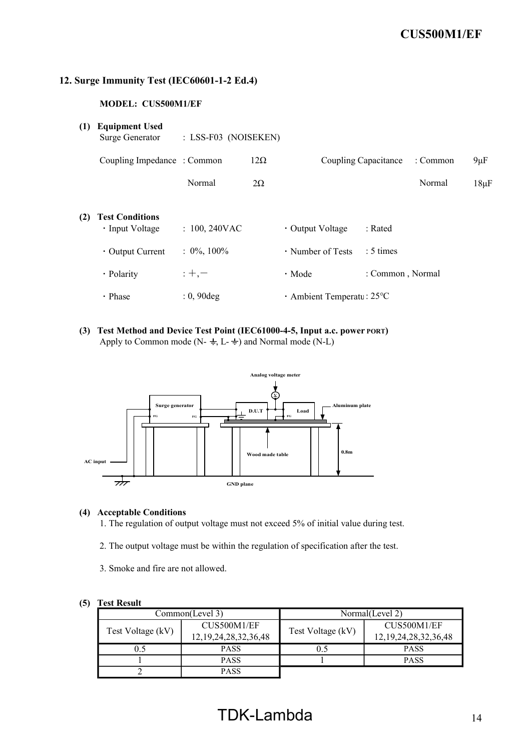## 12. Surge Immunity Test (IEC60601-1-2 Ed.4)

**MODEL: CUS500M1/EF**

**(1) Equipment Used**

Surge Generator : LSS-F03 (NOISEKEN)

Coupling Impedance : Common 12Ω &nbsp;&nbsp;&nbsp; Coupling Capacitance : Common 9μF

Normal 2Ω &nbsp;&nbsp;&nbsp; Normal 18μF

**(2) Test Conditions**

- Input Voltage : 100, 240VAC
- Output Voltage : Rated
- Output Current : 0%, 100%
- Number of Tests : 5 times
- Polarity : +, −
- Mode : Common , Normal
- Phase : 0, 90deg
- Ambient Temperatu : 25℃

**(3) Test Method and Device Test Point (IEC61000-4-5, Input a.c. power PORT)**

Apply to Common mode (N- ⏚, L- ⏚) and Normal mode (N-L)

Analog voltage meter

Surge generator &nbsp; FG &nbsp; FG &nbsp; D.U.T &nbsp; FG &nbsp; Load &nbsp; Aluminum plate

AC input &nbsp; Wood made table &nbsp; 0.8m

GND plane

**(4) Acceptable Conditions**

1. The regulation of output voltage must not exceed 5% of initial value during test.
2. The output voltage must be within the regulation of specification after the test.
3. Smoke and fire are not allowed.

**(5) Test Result**

| Common(Level 3) | | Normal(Level 2) | |
|---|---|---|---|
| Test Voltage (kV) | CUS500M1/EF 12,19,24,28,32,36,48 | Test Voltage (kV) | CUS500M1/EF 12,19,24,28,32,36,48 |
| 0.5 | PASS | 0.5 | PASS |
| 1 | PASS | 1 | PASS |
| 2 | PASS | | |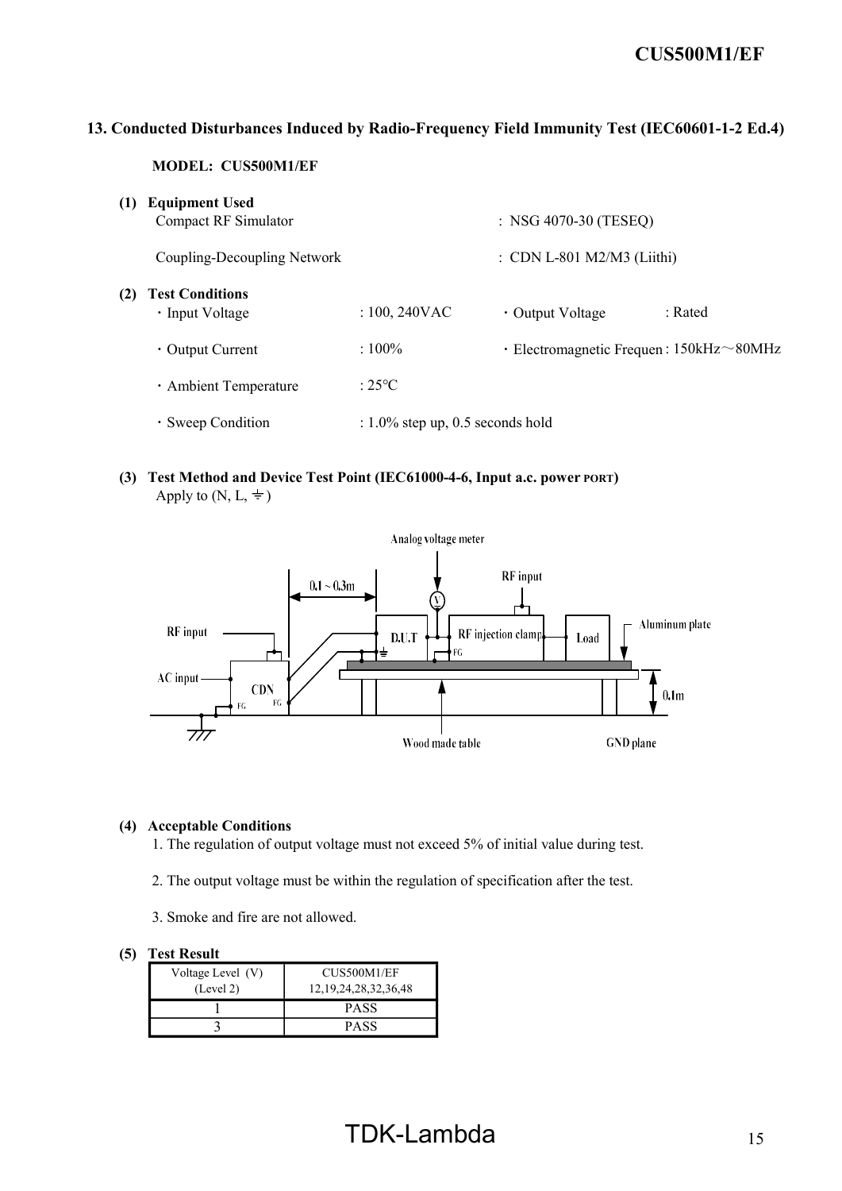## 13. Conducted Disturbances Induced by Radio-Frequency Field Immunity Test (IEC60601-1-2 Ed.4)

**MODEL: CUS500M1/EF**

**(1) Equipment Used**

Compact RF Simulator : NSG 4070-30 (TESEQ)

Coupling-Decoupling Network : CDN L-801 M2/M3 (Liithi)

**(2) Test Conditions**

- ・Input Voltage : 100, 240VAC
- ・Output Voltage : Rated
- ・Output Current : 100%
- ・Electromagnetic Frequen : 150kHz～80MHz
- ・Ambient Temperature : 25℃
- ・Sweep Condition : 1.0% step up, 0.5 seconds hold

**(3) Test Method and Device Test Point (IEC61000-4-6, Input a.c. power PORT)**

Apply to (N, L, ⏚)

Analog voltage meter

RF input

0.1 ~ 0.3m

RF input

D.U.T

RF injection clamp

Load

Aluminum plate

AC input

CDN

FG

FG

FG

0.1m

Wood made table

GND plane

**(4) Acceptable Conditions**

1. The regulation of output voltage must not exceed 5% of initial value during test.

2. The output voltage must be within the regulation of specification after the test.

3. Smoke and fire are not allowed.

**(5) Test Result**

| Voltage Level (V) (Level 2) | CUS500M1/EF 12,19,24,28,32,36,48 |
|---|---|
| 1 | PASS |
| 3 | PASS |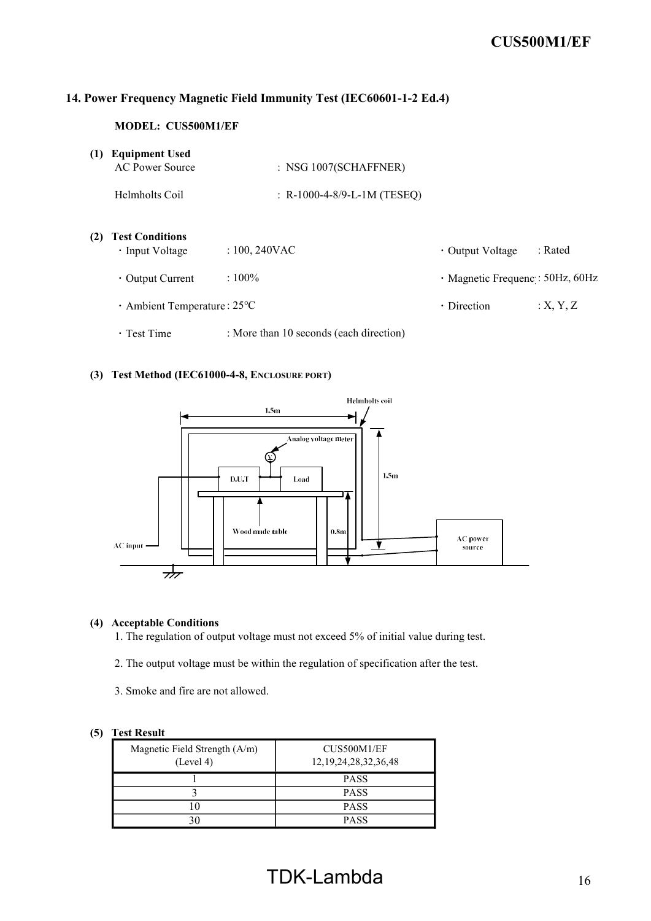## 14. Power Frequency Magnetic Field Immunity Test (IEC60601-1-2 Ed.4)

**MODEL: CUS500M1/EF**

**(1) Equipment Used**

AC Power Source : NSG 1007(SCHAFFNER)

Helmholts Coil : R-1000-4-8/9-L-1M (TESEQ)

**(2) Test Conditions**

- Input Voltage : 100, 240VAC
- Output Voltage : Rated
- Output Current : 100%
- Magnetic Frequency : 50Hz, 60Hz
- Ambient Temperature : 25℃
- Direction : X, Y, Z
- Test Time : More than 10 seconds (each direction)

**(3) Test Method (IEC61000-4-8, ENCLOSURE PORT)**

Helmholts coil

1.5m

Analog voltage meter

V

D.U.T

Load

1.5m

Wood made table

0.8m

AC input

AC power source

**(4) Acceptable Conditions**

1. The regulation of output voltage must not exceed 5% of initial value during test.
2. The output voltage must be within the regulation of specification after the test.
3. Smoke and fire are not allowed.

**(5) Test Result**

| Magnetic Field Strength (A/m) (Level 4) | CUS500M1/EF 12,19,24,28,32,36,48 |
|---|---|
| 1 | PASS |
| 3 | PASS |
| 10 | PASS |
| 30 | PASS |

TDK-Lambda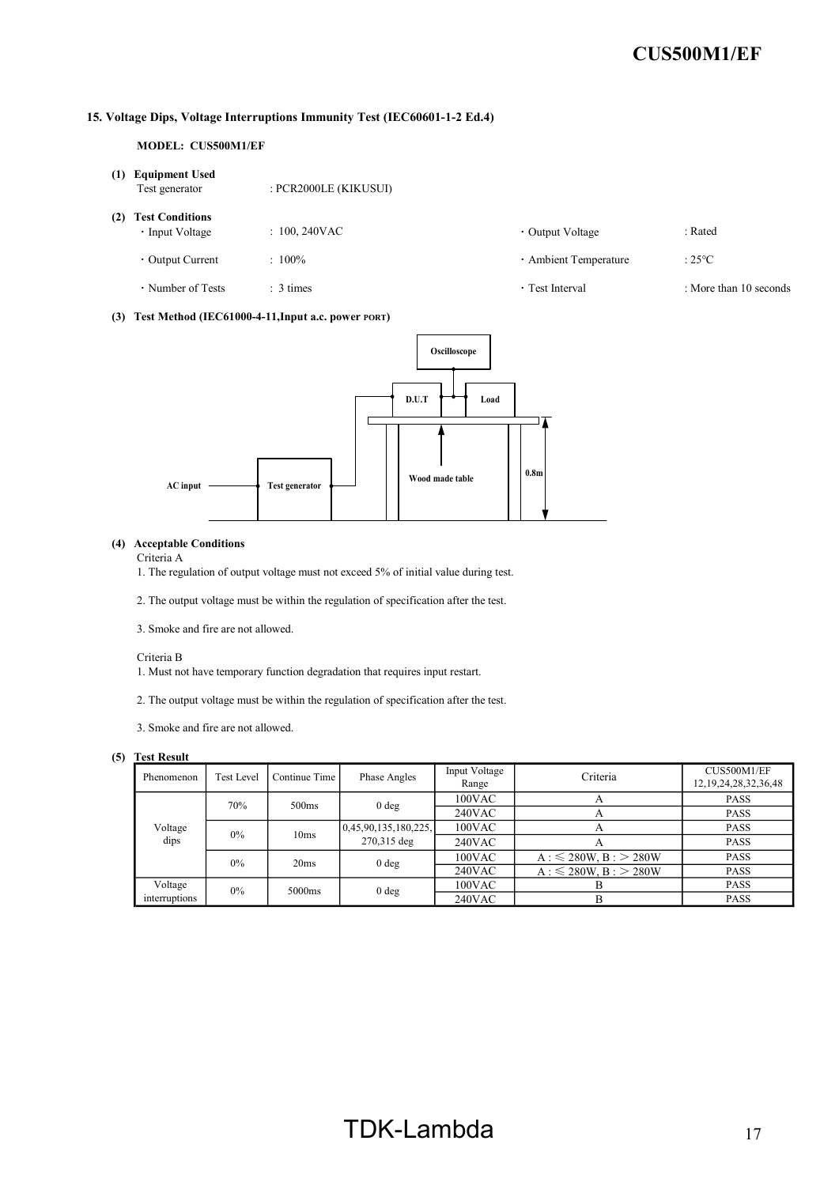## 15. Voltage Dips, Voltage Interruptions Immunity Test (IEC60601-1-2 Ed.4)

**MODEL: CUS500M1/EF**

**(1) Equipment Used**

Test generator : PCR2000LE (KIKUSUI)

**(2) Test Conditions**

- Input Voltage : 100, 240VAC
- Output Current : 100%
- Number of Tests : 3 times
- Output Voltage : Rated
- Ambient Temperature : 25℃
- Test Interval : More than 10 seconds

**(3) Test Method (IEC61000-4-11,Input a.c. power PORT)**

Oscilloscope

D.U.T

Load

AC input

Test generator

Wood made table

0.8m

**(4) Acceptable Conditions**

Criteria A

1. The regulation of output voltage must not exceed 5% of initial value during test.
2. The output voltage must be within the regulation of specification after the test.
3. Smoke and fire are not allowed.

Criteria B

1. Must not have temporary function degradation that requires input restart.
2. The output voltage must be within the regulation of specification after the test.
3. Smoke and fire are not allowed.

**(5) Test Result**

| Phenomenon | Test Level | Continue Time | Phase Angles | Input Voltage Range | Criteria | CUS500M1/EF 12,19,24,28,32,36,48 |
|---|---|---|---|---|---|---|
| Voltage dips | 70% | 500ms | 0 deg | 100VAC | A | PASS |
| | | | | 240VAC | A | PASS |
| | 0% | 10ms | 0,45,90,135,180,225, 270,315 deg | 100VAC | A | PASS |
| | | | | 240VAC | A | PASS |
| | 0% | 20ms | 0 deg | 100VAC | A : ≦ 280W, B : > 280W | PASS |
| | | | | 240VAC | A : ≦ 280W, B : > 280W | PASS |
| Voltage interruptions | 0% | 5000ms | 0 deg | 100VAC | B | PASS |
| | | | | 240VAC | B | PASS |